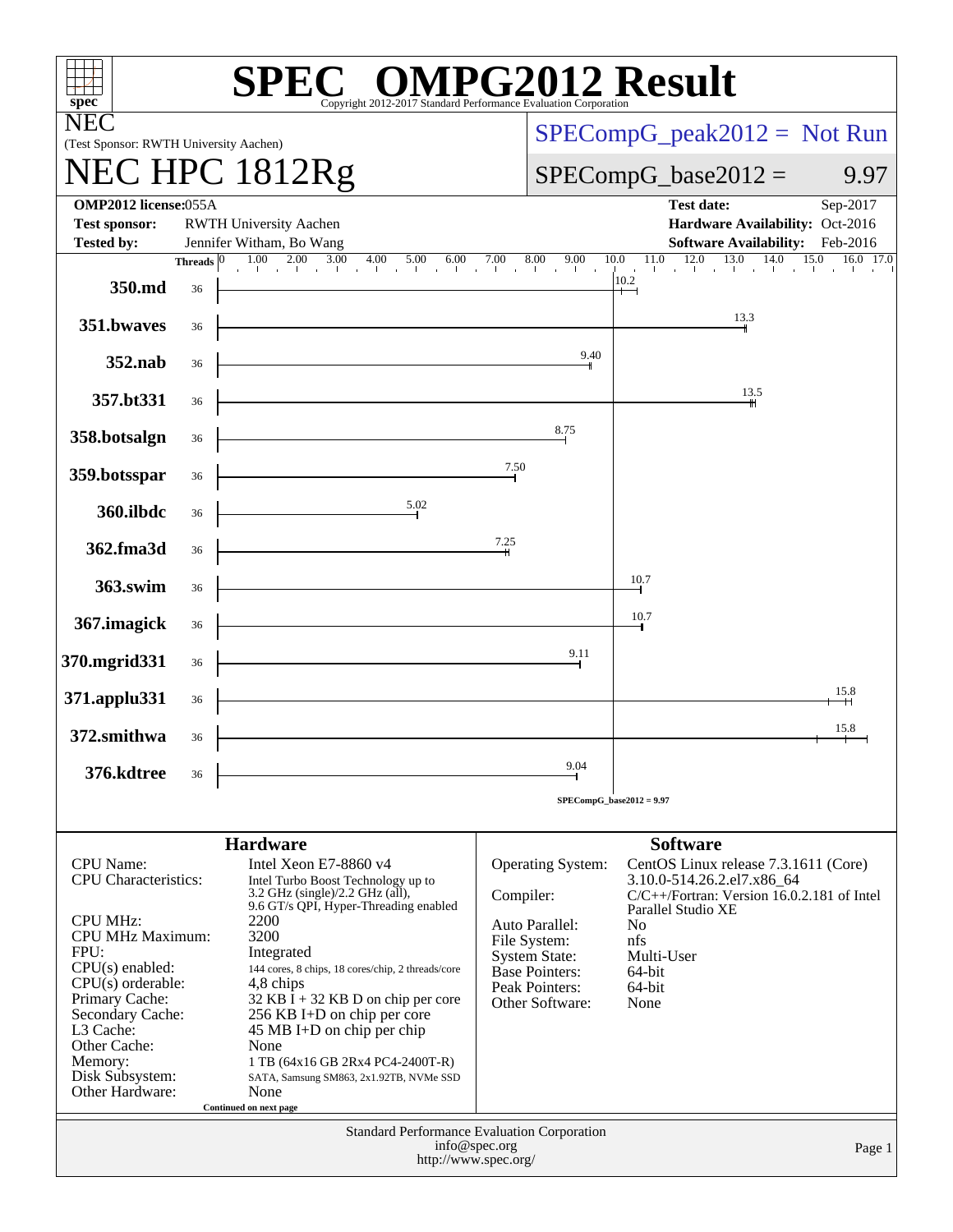# SPEC OMPG2012 Result

Copyright 2012-2017 Standard Performance Evaluation Corporation

**NEC**
(Test Sponsor: RWTH University Aachen)

# NEC HPC 1812Rg

SPECompG_peak2012 = Not Run

SPECompG_base2012 = 9.97

| | | | |
|---|---|---|---|
| **OMP2012 license:** | 055A | **Test date:** | Sep-2017 |
| **Test sponsor:** | RWTH University Aachen | **Hardware Availability:** | Oct-2016 |
| **Tested by:** | Jennifer Witham, Bo Wang | **Software Availability:** | Feb-2016 |

| Benchmark | Threads | Base Ratio |
|---|---|---|
| 350.md | 36 | 10.2 |
| 351.bwaves | 36 | 13.3 |
| 352.nab | 36 | 9.40 |
| 357.bt331 | 36 | 13.5 |
| 358.botsalgn | 36 | 8.75 |
| 359.botsspar | 36 | 7.50 |
| 360.ilbdc | 36 | 5.02 |
| 362.fma3d | 36 | 7.25 |
| 363.swim | 36 | 10.7 |
| 367.imagick | 36 | 10.7 |
| 370.mgrid331 | 36 | 9.11 |
| 371.applu331 | 36 | 15.8 |
| 372.smithwa | 36 | 15.8 |
| 376.kdtree | 36 | 9.04 |

SPECompG_base2012 = 9.97

## Hardware

| | |
|---|---|
| CPU Name: | Intel Xeon E7-8860 v4 |
| CPU Characteristics: | Intel Turbo Boost Technology up to 3.2 GHz (single)/2.2 GHz (all), 9.6 GT/s QPI, Hyper-Threading enabled |
| CPU MHz: | 2200 |
| CPU MHz Maximum: | 3200 |
| FPU: | Integrated |
| CPU(s) enabled: | 144 cores, 8 chips, 18 cores/chip, 2 threads/core |
| CPU(s) orderable: | 4,8 chips |
| Primary Cache: | 32 KB I + 32 KB D on chip per core |
| Secondary Cache: | 256 KB I+D on chip per core |
| L3 Cache: | 45 MB I+D on chip per chip |
| Other Cache: | None |
| Memory: | 1 TB (64x16 GB 2Rx4 PC4-2400T-R) |
| Disk Subsystem: | SATA, Samsung SM863, 2x1.92TB, NVMe SSD |
| Other Hardware: | None |

Continued on next page

## Software

| | |
|---|---|
| Operating System: | CentOS Linux release 7.3.1611 (Core) 3.10.0-514.26.2.el7.x86_64 |
| Compiler: | C/C++/Fortran: Version 16.0.2.181 of Intel Parallel Studio XE |
| Auto Parallel: | No |
| File System: | nfs |
| System State: | Multi-User |
| Base Pointers: | 64-bit |
| Peak Pointers: | 64-bit |
| Other Software: | None |

Standard Performance Evaluation Corporation
info@spec.org
http://www.spec.org/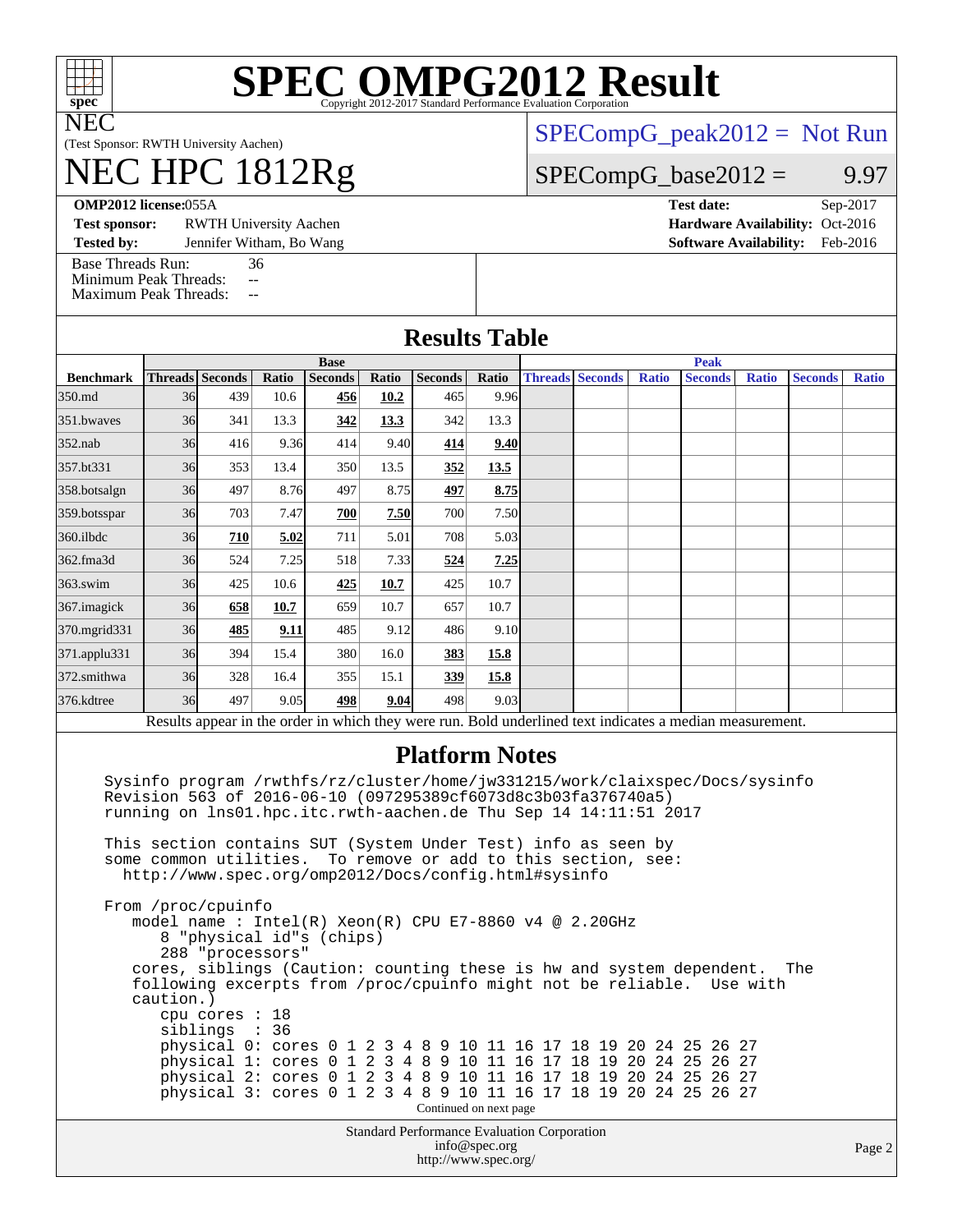# SPEC OMPG2012 Result

Copyright 2012-2017 Standard Performance Evaluation Corporation

**NEC**

(Test Sponsor: RWTH University Aachen)

# NEC HPC 1812Rg

SPECompG_peak2012 = Not Run

SPECompG_base2012 = 9.97

**OMP2012 license:** 055A
**Test sponsor:** RWTH University Aachen
**Tested by:** Jennifer Witham, Bo Wang

**Test date:** Sep-2017
**Hardware Availability:** Oct-2016
**Software Availability:** Feb-2016

Base Threads Run: 36
Minimum Peak Threads: --
Maximum Peak Threads: --

## Results Table

| Benchmark | Base | | | | | | | Peak | | | | | | |
|---|---|---|---|---|---|---|---|---|---|---|---|---|---|---|
| | Threads | Seconds | Ratio | Seconds | Ratio | Seconds | Ratio | Threads | Seconds | Ratio | Seconds | Ratio | Seconds | Ratio |
| 350.md | 36 | 439 | 10.6 | **456** | **10.2** | 465 | 9.96 | | | | | | | |
| 351.bwaves | 36 | 341 | 13.3 | **342** | **13.3** | 342 | 13.3 | | | | | | | |
| 352.nab | 36 | 416 | 9.36 | 414 | 9.40 | **414** | **9.40** | | | | | | | |
| 357.bt331 | 36 | 353 | 13.4 | 350 | 13.5 | **352** | **13.5** | | | | | | | |
| 358.botsalgn | 36 | 497 | 8.76 | 497 | 8.75 | **497** | **8.75** | | | | | | | |
| 359.botsspar | 36 | 703 | 7.47 | **700** | **7.50** | 700 | 7.50 | | | | | | | |
| 360.ilbdc | 36 | **710** | **5.02** | 711 | 5.01 | 708 | 5.03 | | | | | | | |
| 362.fma3d | 36 | 524 | 7.25 | 518 | 7.33 | **524** | **7.25** | | | | | | | |
| 363.swim | 36 | 425 | 10.6 | **425** | **10.7** | 425 | 10.7 | | | | | | | |
| 367.imagick | 36 | **658** | **10.7** | 659 | 10.7 | 657 | 10.7 | | | | | | | |
| 370.mgrid331 | 36 | **485** | **9.11** | 485 | 9.12 | 486 | 9.10 | | | | | | | |
| 371.applu331 | 36 | 394 | 15.4 | 380 | 16.0 | **383** | **15.8** | | | | | | | |
| 372.smithwa | 36 | 328 | 16.4 | 355 | 15.1 | **339** | **15.8** | | | | | | | |
| 376.kdtree | 36 | 497 | 9.05 | **498** | **9.04** | 498 | 9.03 | | | | | | | |

Results appear in the order in which they were run. Bold underlined text indicates a median measurement.

## Platform Notes

```
Sysinfo program /rwthfs/rz/cluster/home/jw331215/work/claixspec/Docs/sysinfo
Revision 563 of 2016-06-10 (097295389cf6073d8c3b03fa376740a5)
running on lns01.hpc.itc.rwth-aachen.de Thu Sep 14 14:11:51 2017

This section contains SUT (System Under Test) info as seen by
some common utilities.  To remove or add to this section, see:
  http://www.spec.org/omp2012/Docs/config.html#sysinfo

From /proc/cpuinfo
   model name : Intel(R) Xeon(R) CPU E7-8860 v4 @ 2.20GHz
      8 "physical id"s (chips)
      288 "processors"
   cores, siblings (Caution: counting these is hw and system dependent.  The
   following excerpts from /proc/cpuinfo might not be reliable.  Use with
   caution.)
      cpu cores : 18
      siblings  : 36
      physical 0: cores 0 1 2 3 4 8 9 10 11 16 17 18 19 20 24 25 26 27
      physical 1: cores 0 1 2 3 4 8 9 10 11 16 17 18 19 20 24 25 26 27
      physical 2: cores 0 1 2 3 4 8 9 10 11 16 17 18 19 20 24 25 26 27
      physical 3: cores 0 1 2 3 4 8 9 10 11 16 17 18 19 20 24 25 26 27
```

Continued on next page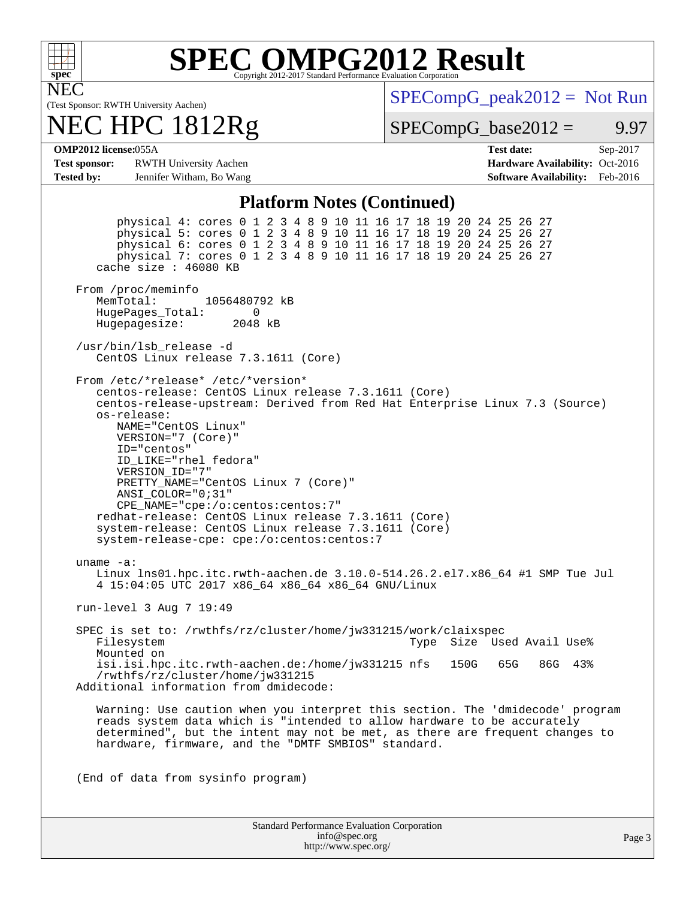## Platform Notes (Continued)

```
        physical 4: cores 0 1 2 3 4 8 9 10 11 16 17 18 19 20 24 25 26 27
        physical 5: cores 0 1 2 3 4 8 9 10 11 16 17 18 19 20 24 25 26 27
        physical 6: cores 0 1 2 3 4 8 9 10 11 16 17 18 19 20 24 25 26 27
        physical 7: cores 0 1 2 3 4 8 9 10 11 16 17 18 19 20 24 25 26 27
     cache size : 46080 KB

  From /proc/meminfo
     MemTotal:       1056480792 kB
     HugePages_Total:        0
     Hugepagesize:        2048 kB

  /usr/bin/lsb_release -d
     CentOS Linux release 7.3.1611 (Core)

  From /etc/*release* /etc/*version*
     centos-release: CentOS Linux release 7.3.1611 (Core)
     centos-release-upstream: Derived from Red Hat Enterprise Linux 7.3 (Source)
     os-release:
        NAME="CentOS Linux"
        VERSION="7 (Core)"
        ID="centos"
        ID_LIKE="rhel fedora"
        VERSION_ID="7"
        PRETTY_NAME="CentOS Linux 7 (Core)"
        ANSI_COLOR="0;31"
        CPE_NAME="cpe:/o:centos:centos:7"
     redhat-release: CentOS Linux release 7.3.1611 (Core)
     system-release: CentOS Linux release 7.3.1611 (Core)
     system-release-cpe: cpe:/o:centos:centos:7

  uname -a:
     Linux lns01.hpc.itc.rwth-aachen.de 3.10.0-514.26.2.el7.x86_64 #1 SMP Tue Jul
     4 15:04:05 UTC 2017 x86_64 x86_64 x86_64 GNU/Linux

  run-level 3 Aug 7 19:49

  SPEC is set to: /rwthfs/rz/cluster/home/jw331215/work/claixspec
     Filesystem                                   Type  Size  Used Avail Use%
     Mounted on
     isi.isi.hpc.itc.rwth-aachen.de:/home/jw331215 nfs   150G   65G   86G  43%
     /rwthfs/rz/cluster/home/jw331215
  Additional information from dmidecode:

     Warning: Use caution when you interpret this section. The 'dmidecode' program
     reads system data which is "intended to allow hardware to be accurately
     determined", but the intent may not be met, as there are frequent changes to
     hardware, firmware, and the "DMTF SMBIOS" standard.


  (End of data from sysinfo program)
```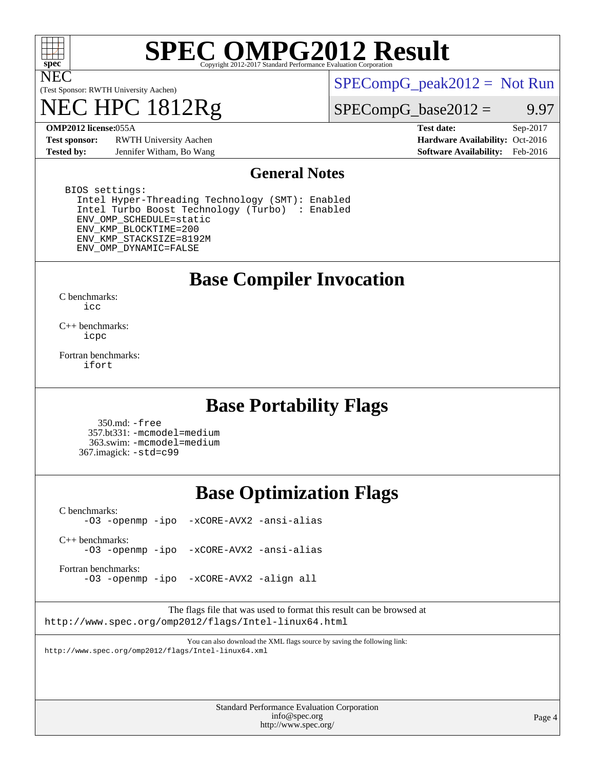# SPEC OMPG2012 Result

Copyright 2012-2017 Standard Performance Evaluation Corporation

NEC
(Test Sponsor: RWTH University Aachen)

# NEC HPC 1812Rg

SPECompG_peak2012 = Not Run

SPECompG_base2012 = 9.97

**OMP2012 license:** 055A | **Test date:** Sep-2017
**Test sponsor:** RWTH University Aachen | **Hardware Availability:** Oct-2016
**Tested by:** Jennifer Witham, Bo Wang | **Software Availability:** Feb-2016

## General Notes

```
BIOS settings:
  Intel Hyper-Threading Technology (SMT): Enabled
  Intel Turbo Boost Technology (Turbo)  : Enabled
  ENV_OMP_SCHEDULE=static
  ENV_KMP_BLOCKTIME=200
  ENV_KMP_STACKSIZE=8192M
  ENV_OMP_DYNAMIC=FALSE
```

## Base Compiler Invocation

C benchmarks:
`icc`

C++ benchmarks:
`icpc`

Fortran benchmarks:
`ifort`

## Base Portability Flags

350.md: `-free`
357.bt331: `-mcmodel=medium`
363.swim: `-mcmodel=medium`
367.imagick: `-std=c99`

## Base Optimization Flags

C benchmarks:
`-O3 -openmp -ipo -xCORE-AVX2 -ansi-alias`

C++ benchmarks:
`-O3 -openmp -ipo -xCORE-AVX2 -ansi-alias`

Fortran benchmarks:
`-O3 -openmp -ipo -xCORE-AVX2 -align all`

The flags file that was used to format this result can be browsed at
http://www.spec.org/omp2012/flags/Intel-linux64.html

You can also download the XML flags source by saving the following link:
http://www.spec.org/omp2012/flags/Intel-linux64.xml

Standard Performance Evaluation Corporation
info@spec.org
http://www.spec.org/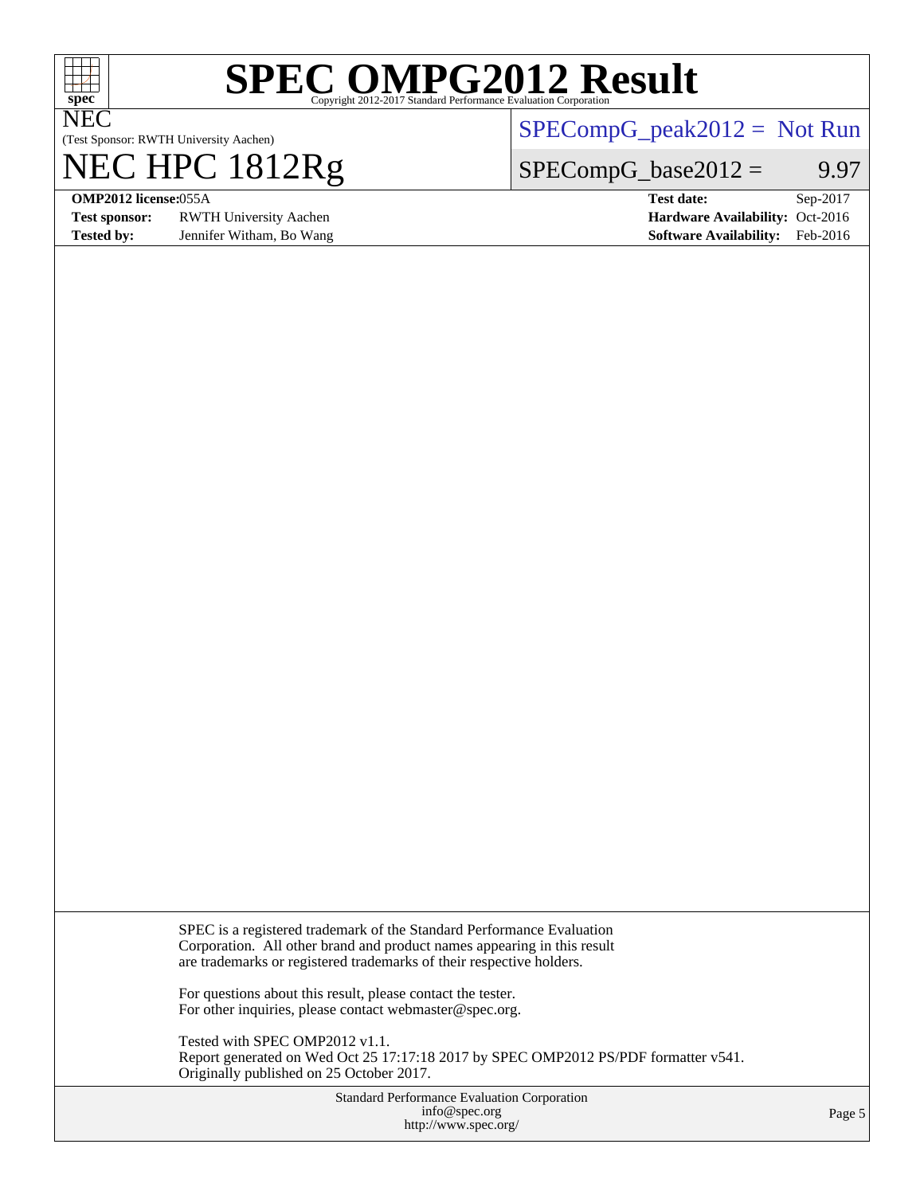SPEC is a registered trademark of the Standard Performance Evaluation Corporation. All other brand and product names appearing in this result are trademarks or registered trademarks of their respective holders.

For questions about this result, please contact the tester.
For other inquiries, please contact webmaster@spec.org.

Tested with SPEC OMP2012 v1.1.
Report generated on Wed Oct 25 17:17:18 2017 by SPEC OMP2012 PS/PDF formatter v541.
Originally published on 25 October 2017.